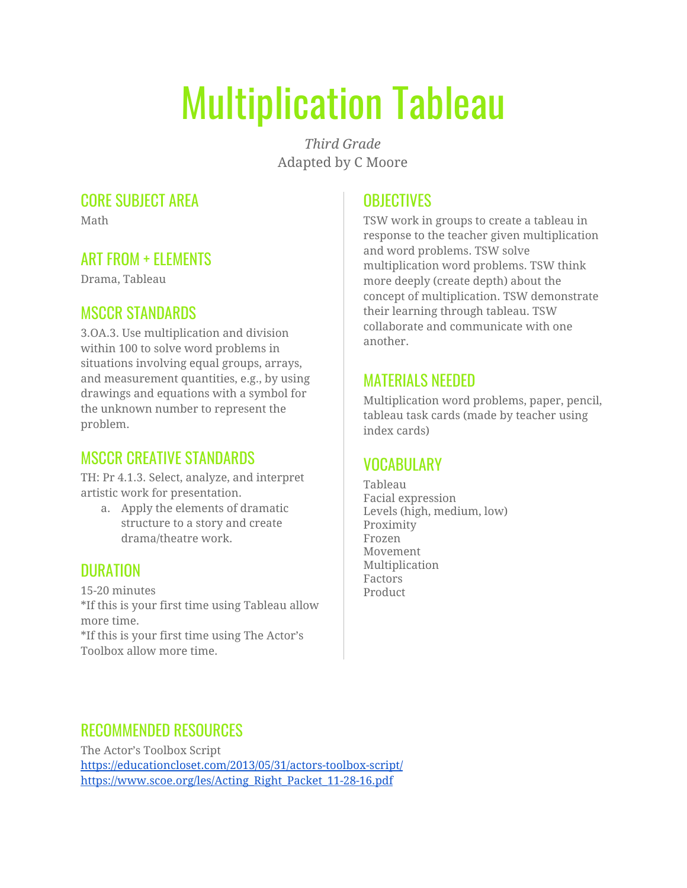# Multiplication Tableau

*Third Grade*
Adapted by C Moore

## CORE SUBJECT AREA

Math

## ART FROM + ELEMENTS

Drama, Tableau

## MSCCR STANDARDS

3.OA.3. Use multiplication and division within 100 to solve word problems in situations involving equal groups, arrays, and measurement quantities, e.g., by using drawings and equations with a symbol for the unknown number to represent the problem.

## MSCCR CREATIVE STANDARDS

TH: Pr 4.1.3. Select, analyze, and interpret artistic work for presentation.

a. Apply the elements of dramatic structure to a story and create drama/theatre work.

## DURATION

15-20 minutes
*If this is your first time using Tableau allow more time.
*If this is your first time using The Actor's Toolbox allow more time.

## OBJECTIVES

TSW work in groups to create a tableau in response to the teacher given multiplication and word problems. TSW solve multiplication word problems. TSW think more deeply (create depth) about the concept of multiplication. TSW demonstrate their learning through tableau. TSW collaborate and communicate with one another.

## MATERIALS NEEDED

Multiplication word problems, paper, pencil, tableau task cards (made by teacher using index cards)

## VOCABULARY

Tableau
Facial expression
Levels (high, medium, low)
Proximity
Frozen
Movement
Multiplication
Factors
Product

## RECOMMENDED RESOURCES

The Actor's Toolbox Script
https://educationcloset.com/2013/05/31/actors-toolbox-script/
https://www.scoe.org/les/Acting_Right_Packet_11-28-16.pdf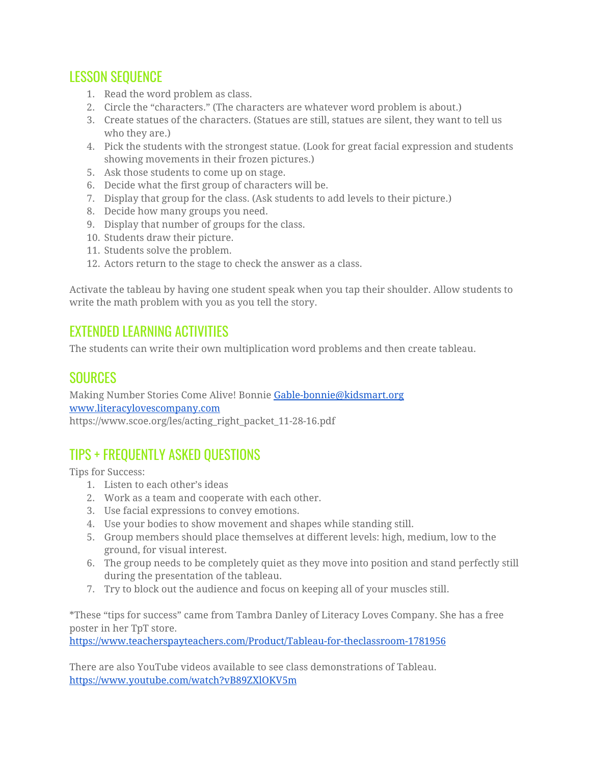## LESSON SEQUENCE

1. Read the word problem as class.
2. Circle the "characters." (The characters are whatever word problem is about.)
3. Create statues of the characters. (Statues are still, statues are silent, they want to tell us who they are.)
4. Pick the students with the strongest statue. (Look for great facial expression and students showing movements in their frozen pictures.)
5. Ask those students to come up on stage.
6. Decide what the first group of characters will be.
7. Display that group for the class. (Ask students to add levels to their picture.)
8. Decide how many groups you need.
9. Display that number of groups for the class.
10. Students draw their picture.
11. Students solve the problem.
12. Actors return to the stage to check the answer as a class.

Activate the tableau by having one student speak when you tap their shoulder. Allow students to write the math problem with you as you tell the story.

## EXTENDED LEARNING ACTIVITIES

The students can write their own multiplication word problems and then create tableau.

## SOURCES

Making Number Stories Come Alive! Bonnie Gable-bonnie@kidsmart.org
www.literacylovescompany.com
https://www.scoe.org/les/acting_right_packet_11-28-16.pdf

## TIPS + FREQUENTLY ASKED QUESTIONS

Tips for Success:

1. Listen to each other's ideas
2. Work as a team and cooperate with each other.
3. Use facial expressions to convey emotions.
4. Use your bodies to show movement and shapes while standing still.
5. Group members should place themselves at different levels: high, medium, low to the ground, for visual interest.
6. The group needs to be completely quiet as they move into position and stand perfectly still during the presentation of the tableau.
7. Try to block out the audience and focus on keeping all of your muscles still.

*These "tips for success" came from Tambra Danley of Literacy Loves Company. She has a free poster in her TpT store.
https://www.teacherspayteachers.com/Product/Tableau-for-theclassroom-1781956

There are also YouTube videos available to see class demonstrations of Tableau.
https://www.youtube.com/watch?vB89ZXlOKV5m